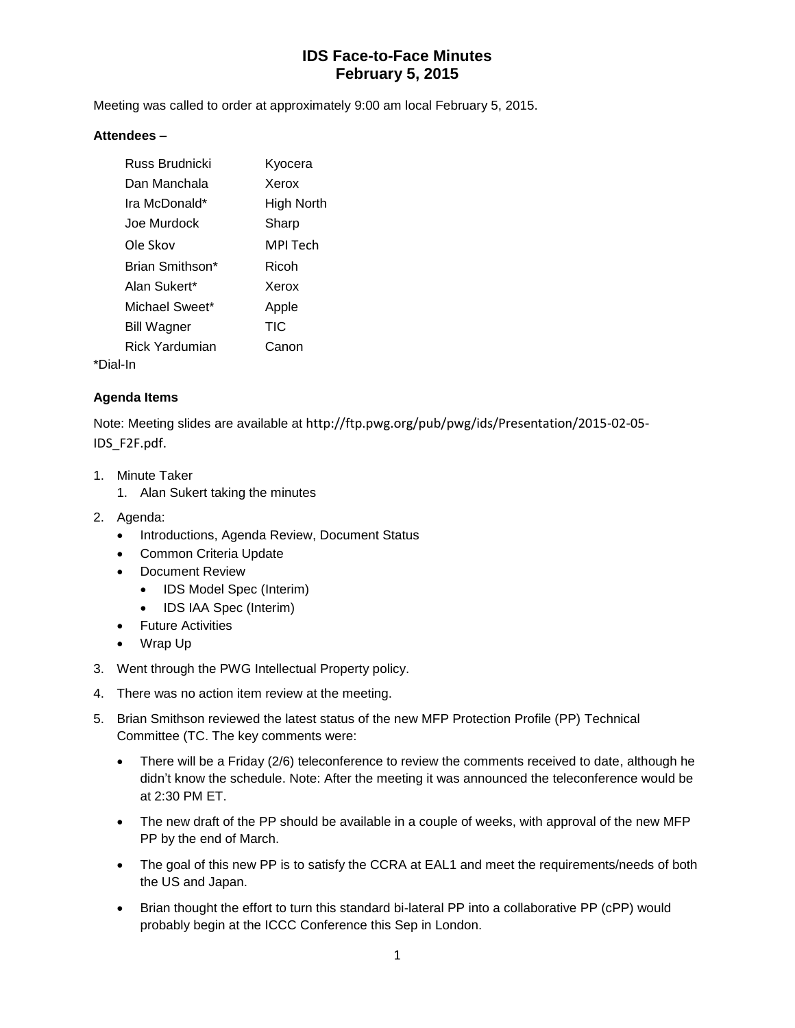# IDS Face-to-Face Minutes
# February 5, 2015

Meeting was called to order at approximately 9:00 am local February 5, 2015.

**Attendees –**

| | |
|---|---|
| Russ Brudnicki | Kyocera |
| Dan Manchala | Xerox |
| Ira McDonald* | High North |
| Joe Murdock | Sharp |
| Ole Skov | MPI Tech |
| Brian Smithson* | Ricoh |
| Alan Sukert* | Xerox |
| Michael Sweet* | Apple |
| Bill Wagner | TIC |
| Rick Yardumian | Canon |

*Dial-In

**Agenda Items**

Note: Meeting slides are available at http://ftp.pwg.org/pub/pwg/ids/Presentation/2015-02-05-IDS_F2F.pdf.

1. Minute Taker
   1. Alan Sukert taking the minutes
2. Agenda:
   - Introductions, Agenda Review, Document Status
   - Common Criteria Update
   - Document Review
     - IDS Model Spec (Interim)
     - IDS IAA Spec (Interim)
   - Future Activities
   - Wrap Up
3. Went through the PWG Intellectual Property policy.
4. There was no action item review at the meeting.
5. Brian Smithson reviewed the latest status of the new MFP Protection Profile (PP) Technical Committee (TC. The key comments were:
   - There will be a Friday (2/6) teleconference to review the comments received to date, although he didn't know the schedule. Note: After the meeting it was announced the teleconference would be at 2:30 PM ET.
   - The new draft of the PP should be available in a couple of weeks, with approval of the new MFP PP by the end of March.
   - The goal of this new PP is to satisfy the CCRA at EAL1 and meet the requirements/needs of both the US and Japan.
   - Brian thought the effort to turn this standard bi-lateral PP into a collaborative PP (cPP) would probably begin at the ICCC Conference this Sep in London.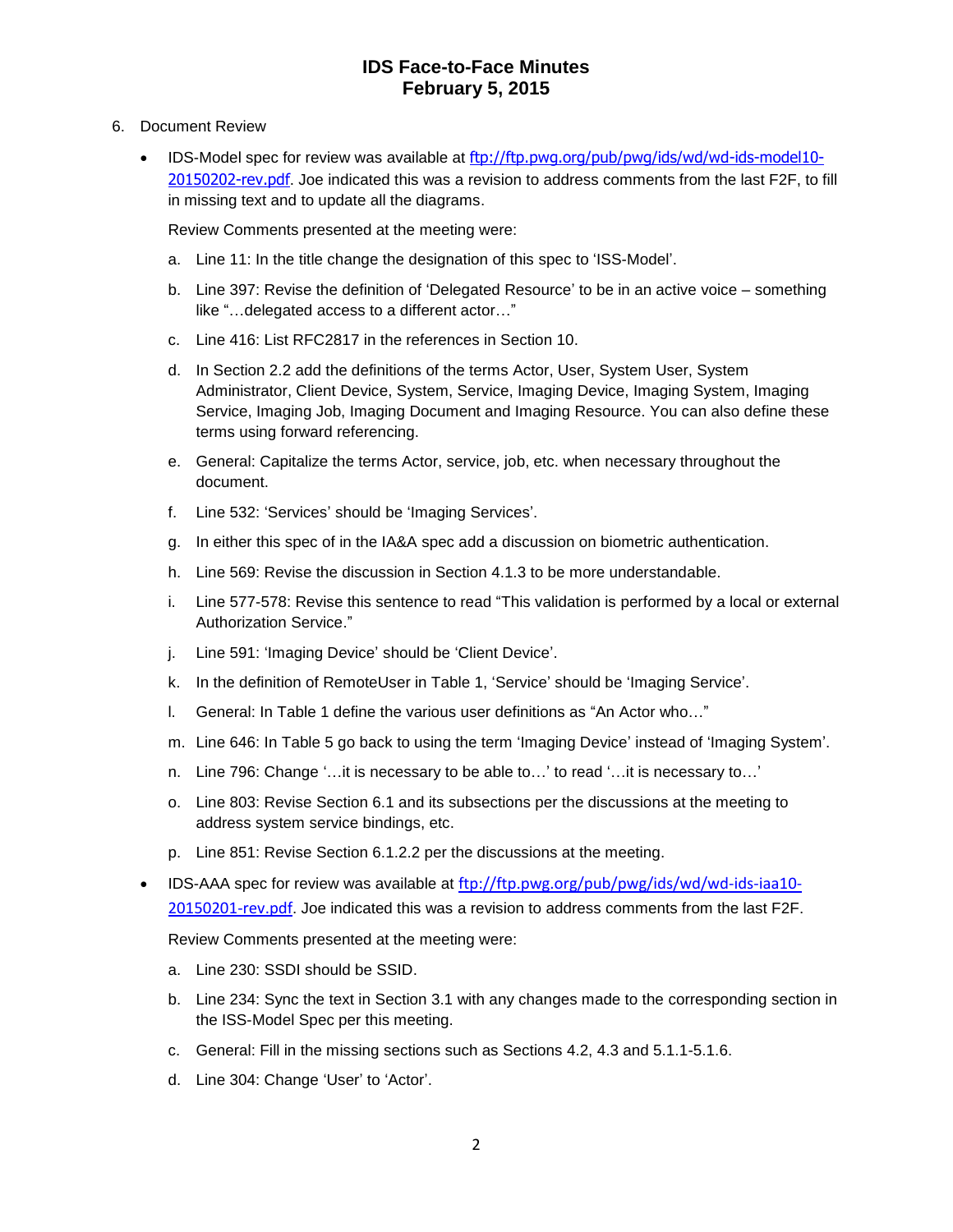6. Document Review

- IDS-Model spec for review was available at [ftp://ftp.pwg.org/pub/pwg/ids/wd/wd-ids-model10-20150202-rev.pdf](ftp://ftp.pwg.org/pub/pwg/ids/wd/wd-ids-model10-20150202-rev.pdf). Joe indicated this was a revision to address comments from the last F2F, to fill in missing text and to update all the diagrams.

  Review Comments presented at the meeting were:

  a. Line 11: In the title change the designation of this spec to 'ISS-Model'.

  b. Line 397: Revise the definition of 'Delegated Resource' to be in an active voice – something like "…delegated access to a different actor…"

  c. Line 416: List RFC2817 in the references in Section 10.

  d. In Section 2.2 add the definitions of the terms Actor, User, System User, System Administrator, Client Device, System, Service, Imaging Device, Imaging System, Imaging Service, Imaging Job, Imaging Document and Imaging Resource. You can also define these terms using forward referencing.

  e. General: Capitalize the terms Actor, service, job, etc. when necessary throughout the document.

  f. Line 532: 'Services' should be 'Imaging Services'.

  g. In either this spec of in the IA&A spec add a discussion on biometric authentication.

  h. Line 569: Revise the discussion in Section 4.1.3 to be more understandable.

  i. Line 577-578: Revise this sentence to read "This validation is performed by a local or external Authorization Service."

  j. Line 591: 'Imaging Device' should be 'Client Device'.

  k. In the definition of RemoteUser in Table 1, 'Service' should be 'Imaging Service'.

  l. General: In Table 1 define the various user definitions as "An Actor who…"

  m. Line 646: In Table 5 go back to using the term 'Imaging Device' instead of 'Imaging System'.

  n. Line 796: Change '…it is necessary to be able to…' to read '…it is necessary to…'

  o. Line 803: Revise Section 6.1 and its subsections per the discussions at the meeting to address system service bindings, etc.

  p. Line 851: Revise Section 6.1.2.2 per the discussions at the meeting.

- IDS-AAA spec for review was available at [ftp://ftp.pwg.org/pub/pwg/ids/wd/wd-ids-iaa10-20150201-rev.pdf](ftp://ftp.pwg.org/pub/pwg/ids/wd/wd-ids-iaa10-20150201-rev.pdf). Joe indicated this was a revision to address comments from the last F2F.

  Review Comments presented at the meeting were:

  a. Line 230: SSDI should be SSID.

  b. Line 234: Sync the text in Section 3.1 with any changes made to the corresponding section in the ISS-Model Spec per this meeting.

  c. General: Fill in the missing sections such as Sections 4.2, 4.3 and 5.1.1-5.1.6.

  d. Line 304: Change 'User' to 'Actor'.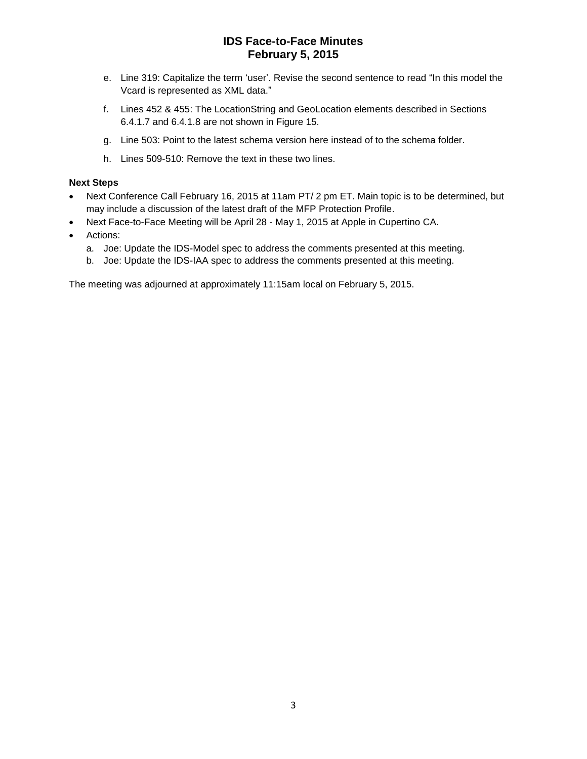e. Line 319: Capitalize the term 'user'. Revise the second sentence to read "In this model the Vcard is represented as XML data."

f. Lines 452 & 455: The LocationString and GeoLocation elements described in Sections 6.4.1.7 and 6.4.1.8 are not shown in Figure 15.

g. Line 503: Point to the latest schema version here instead of to the schema folder.

h. Lines 509-510: Remove the text in these two lines.

**Next Steps**

- Next Conference Call February 16, 2015 at 11am PT/ 2 pm ET. Main topic is to be determined, but may include a discussion of the latest draft of the MFP Protection Profile.
- Next Face-to-Face Meeting will be April 28 - May 1, 2015 at Apple in Cupertino CA.
- Actions:
  a. Joe: Update the IDS-Model spec to address the comments presented at this meeting.
  b. Joe: Update the IDS-IAA spec to address the comments presented at this meeting.

The meeting was adjourned at approximately 11:15am local on February 5, 2015.